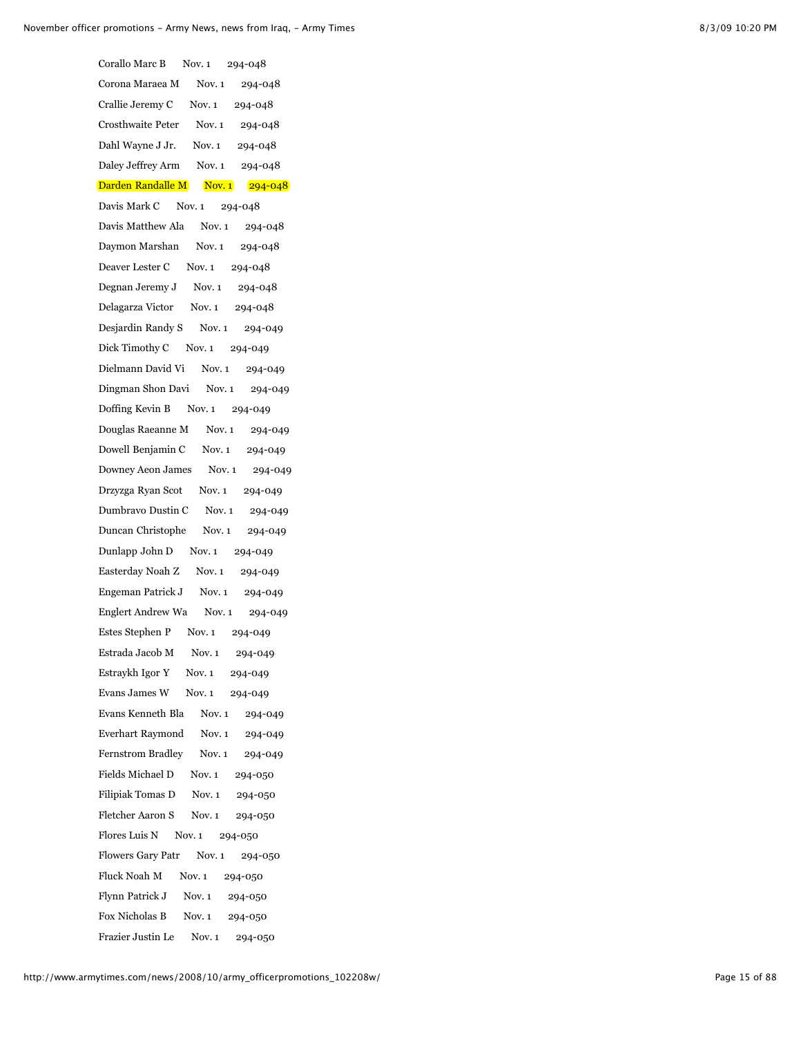Corallo Marc B Nov. 1 294-048

Corona Maraea M Nov. 1 294-048

Crallie Jeremy C Nov. 1 294-048

Crosthwaite Peter Nov. 1 294-048

Dahl Wayne J Jr. Nov. 1 294-048

Daley Jeffrey Arm Nov. 1 294-048

Darden Randalle M Nov. 1 294-048

Davis Mark C Nov. 1 294-048

Davis Matthew Ala Nov. 1 294-048

Daymon Marshan Nov. 1 294-048

Deaver Lester C Nov. 1 294-048

Degnan Jeremy J Nov. 1 294-048

Delagarza Victor Nov. 1 294-048

Desjardin Randy S Nov. 1 294-049

Dick Timothy C Nov. 1 294-049

Dielmann David Vi Nov. 1 294-049

Dingman Shon Davi Nov. 1 294-049

Doffing Kevin B Nov. 1 294-049

Douglas Raeanne M Nov. 1 294-049

Dowell Benjamin C Nov. 1 294-049

Downey Aeon James Nov. 1 294-049

Drzyzga Ryan Scot Nov. 1 294-049

Dumbravo Dustin C Nov. 1 294-049

Duncan Christophe Nov. 1 294-049

Dunlapp John D Nov. 1 294-049

Easterday Noah Z Nov. 1 294-049

Engeman Patrick J Nov. 1 294-049

Englert Andrew Wa Nov. 1 294-049

Estes Stephen P Nov. 1 294-049

Estrada Jacob M Nov. 1 294-049

Estraykh Igor Y Nov. 1 294-049

Evans James W Nov. 1 294-049

Evans Kenneth Bla Nov. 1 294-049

Everhart Raymond Nov. 1 294-049

Fernstrom Bradley Nov. 1 294-049

Fields Michael D Nov. 1 294-050

Filipiak Tomas D Nov. 1 294-050

Fletcher Aaron S Nov. 1 294-050

Flores Luis N Nov. 1 294-050

Flowers Gary Patr Nov. 1 294-050

Fluck Noah M Nov. 1 294-050

Flynn Patrick J Nov. 1 294-050

Fox Nicholas B Nov. 1 294-050

Frazier Justin Le Nov. 1 294-050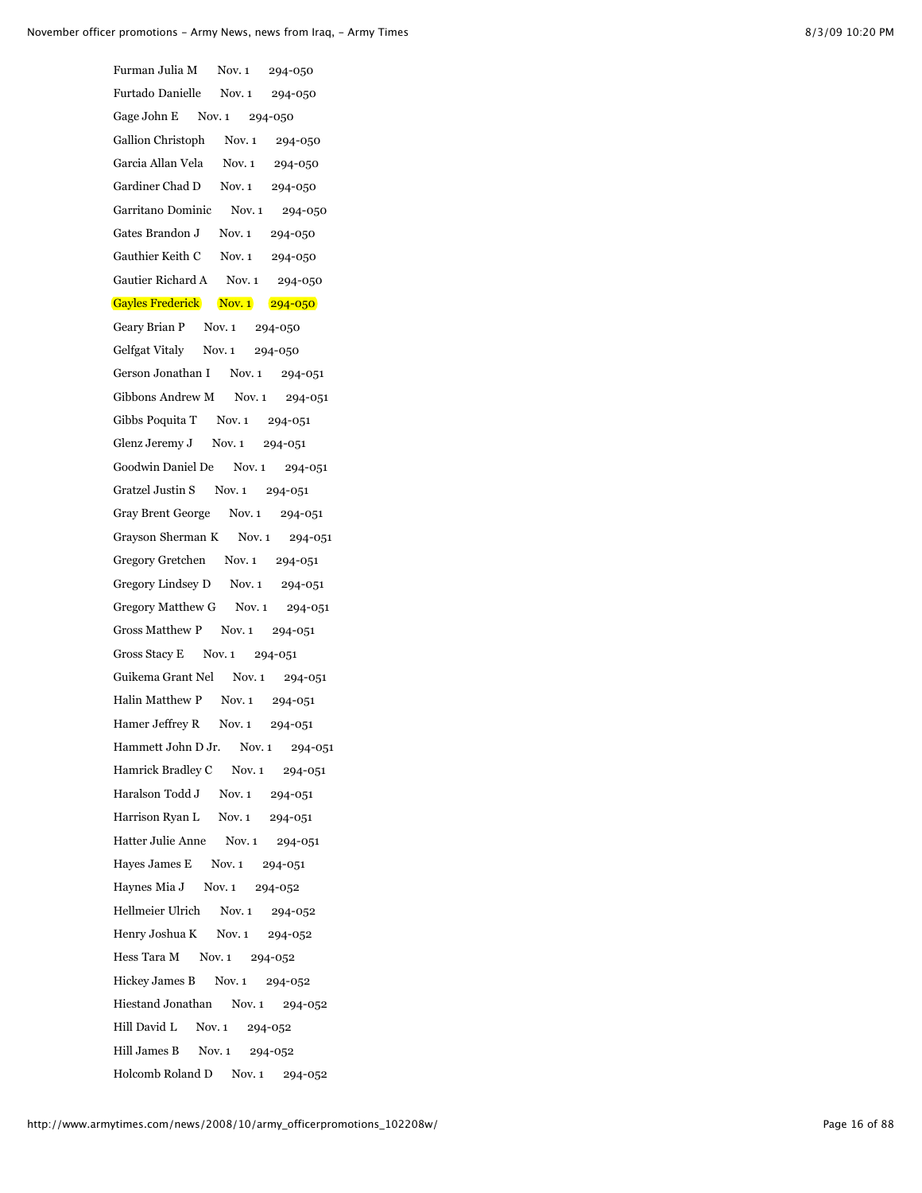Furman Julia M Nov. 1 294-050

Furtado Danielle Nov. 1 294-050

Gage John E Nov. 1 294-050

Gallion Christoph Nov. 1 294-050

Garcia Allan Vela Nov. 1 294-050

Gardiner Chad D Nov. 1 294-050

Garritano Dominic Nov. 1 294-050

Gates Brandon J Nov. 1 294-050

Gauthier Keith C Nov. 1 294-050

Gautier Richard A Nov. 1 294-050

Gayles Frederick Nov. 1 294-050

Geary Brian P Nov. 1 294-050

Gelfgat Vitaly Nov. 1 294-050

Gerson Jonathan I Nov. 1 294-051

Gibbons Andrew M Nov. 1 294-051

Gibbs Poquita T Nov. 1 294-051

Glenz Jeremy J Nov. 1 294-051

Goodwin Daniel De Nov. 1 294-051

Gratzel Justin S Nov. 1 294-051

Gray Brent George Nov. 1 294-051

Grayson Sherman K Nov. 1 294-051

Gregory Gretchen Nov. 1 294-051

Gregory Lindsey D Nov. 1 294-051

Gregory Matthew G Nov. 1 294-051

Gross Matthew P Nov. 1 294-051

Gross Stacy E Nov. 1 294-051

Guikema Grant Nel Nov. 1 294-051

Halin Matthew P Nov. 1 294-051

Hamer Jeffrey R Nov. 1 294-051

Hammett John D Jr. Nov. 1 294-051

Hamrick Bradley C Nov. 1 294-051

Haralson Todd J Nov. 1 294-051

Harrison Ryan L Nov. 1 294-051

Hatter Julie Anne Nov. 1 294-051

Hayes James E Nov. 1 294-051

Haynes Mia J Nov. 1 294-052

Hellmeier Ulrich Nov. 1 294-052

Henry Joshua K Nov. 1 294-052

Hess Tara M Nov. 1 294-052

Hickey James B Nov. 1 294-052

Hiestand Jonathan Nov. 1 294-052

Hill David L Nov. 1 294-052

Hill James B Nov. 1 294-052

Holcomb Roland D Nov. 1 294-052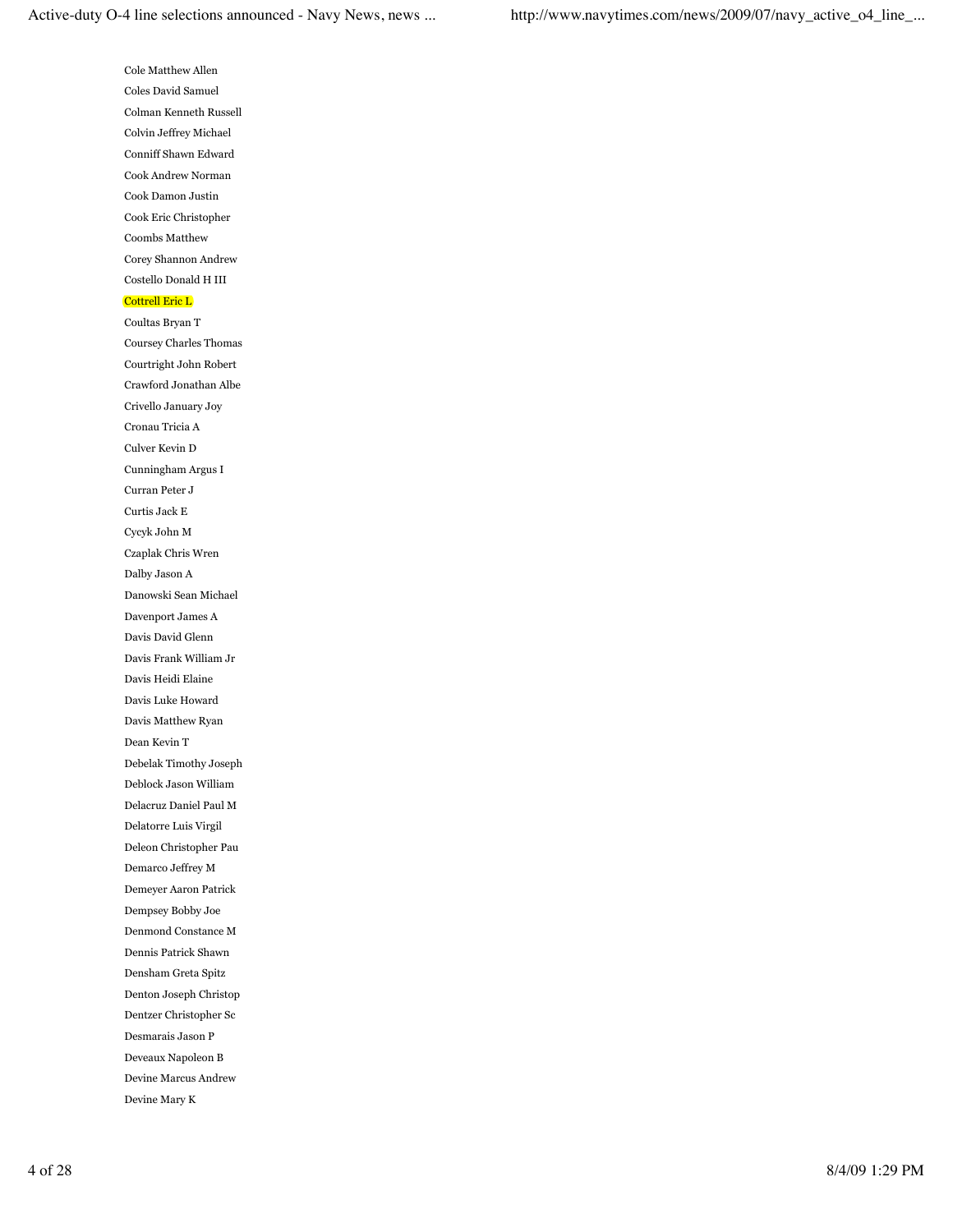Cole Matthew Allen

Coles David Samuel

Colman Kenneth Russell

Colvin Jeffrey Michael

Conniff Shawn Edward

Cook Andrew Norman

Cook Damon Justin

Cook Eric Christopher

Coombs Matthew

Corey Shannon Andrew

Costello Donald H III

Cottrell Eric L

Coultas Bryan T

Coursey Charles Thomas

Courtright John Robert

Crawford Jonathan Albe

Crivello January Joy

Cronau Tricia A

Culver Kevin D

Cunningham Argus I

Curran Peter J

Curtis Jack E

Cycyk John M

Czaplak Chris Wren

Dalby Jason A

Danowski Sean Michael

Davenport James A

Davis David Glenn

Davis Frank William Jr

Davis Heidi Elaine

Davis Luke Howard

Davis Matthew Ryan

Dean Kevin T

Debelak Timothy Joseph

Deblock Jason William

Delacruz Daniel Paul M

Delatorre Luis Virgil

Deleon Christopher Pau

Demarco Jeffrey M

Demeyer Aaron Patrick

Dempsey Bobby Joe

Denmond Constance M

Dennis Patrick Shawn

Densham Greta Spitz

Denton Joseph Christop

Dentzer Christopher Sc

Desmarais Jason P

Deveaux Napoleon B

Devine Marcus Andrew

Devine Mary K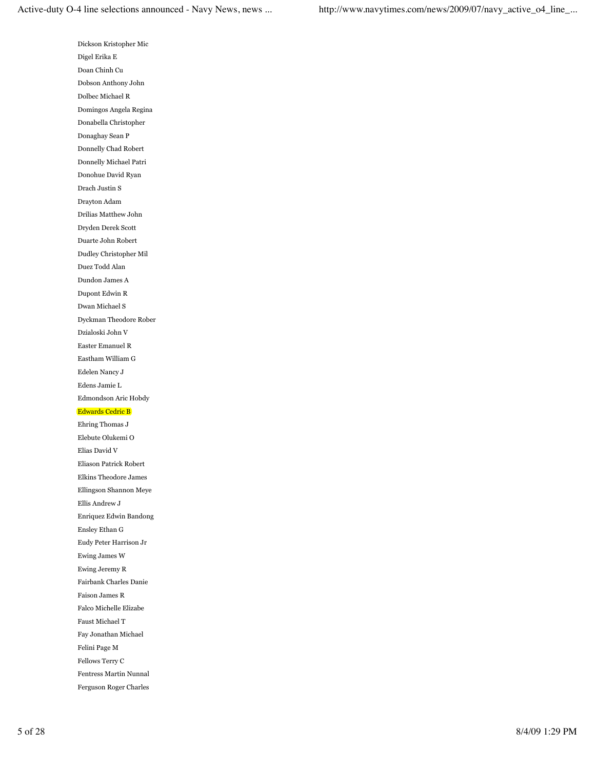Dickson Kristopher Mic

Digel Erika E

Doan Chinh Cu

Dobson Anthony John

Dolbec Michael R

Domingos Angela Regina

Donabella Christopher

Donaghay Sean P

Donnelly Chad Robert

Donnelly Michael Patri

Donohue David Ryan

Drach Justin S

Drayton Adam

Drilias Matthew John

Dryden Derek Scott

Duarte John Robert

Dudley Christopher Mil

Duez Todd Alan

Dundon James A

Dupont Edwin R

Dwan Michael S

Dyckman Theodore Rober

Dzialoski John V

Easter Emanuel R

Eastham William G

Edelen Nancy J

Edens Jamie L

Edmondson Aric Hobdy

Edwards Cedric B

Ehring Thomas J

Elebute Olukemi O

Elias David V

Eliason Patrick Robert

Elkins Theodore James

Ellingson Shannon Meye

Ellis Andrew J

Enriquez Edwin Bandong

Ensley Ethan G

Eudy Peter Harrison Jr

Ewing James W

Ewing Jeremy R

Fairbank Charles Danie

Faison James R

Falco Michelle Elizabe

Faust Michael T

Fay Jonathan Michael

Felini Page M

Fellows Terry C

Fentress Martin Nunnal

Ferguson Roger Charles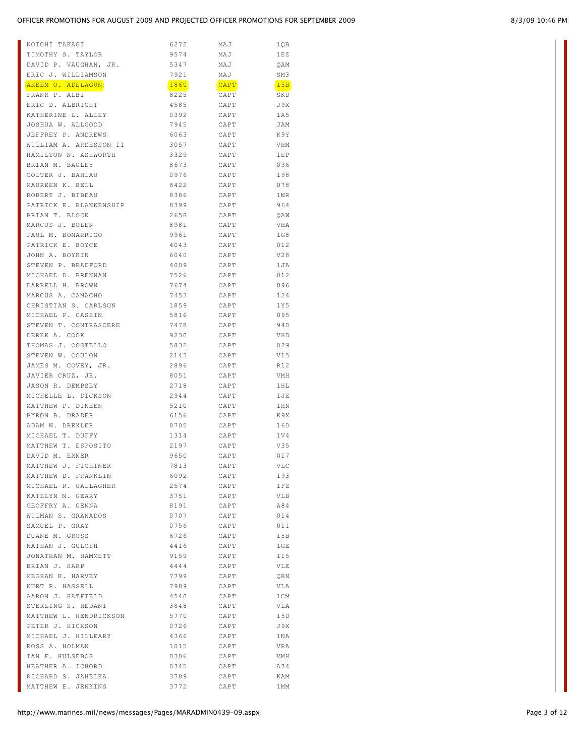| | | | |
|---|---|---|---|
| KOICHI TAKAGI | 6272 | MAJ | 1QB |
| TIMOTHY S. TAYLOR | 9574 | MAJ | 1EZ |
| DAVID P. VAUGHAN, JR. | 5347 | MAJ | QAM |
| ERIC J. WILLIAMSON | 7921 | MAJ | SM3 |
| AKEEM O. ADELAGUN | 1860 | CAPT | 15B |
| FRANK P. ALBI | 8225 | CAPT | SKD |
| ERIC D. ALBRIGHT | 4585 | CAPT | J9X |
| KATHERINE L. ALLEY | 0392 | CAPT | 1A5 |
| JOSHUA W. ALLGOOD | 7945 | CAPT | JAM |
| JEFFREY P. ANDREWS | 6063 | CAPT | K9Y |
| WILLIAM A. ARDESSON II | 3057 | CAPT | VHM |
| HAMILTON N. ASHWORTH | 3329 | CAPT | 1EP |
| BRIAN M. BAGLEY | 8673 | CAPT | 036 |
| COLTER J. BAHLAU | 0976 | CAPT | 198 |
| MAUREEN K. BELL | 8422 | CAPT | 078 |
| ROBERT J. BIBEAU | 8386 | CAPT | 1WR |
| PATRICK E. BLANKENSHIP | 8399 | CAPT | 964 |
| BRIAN T. BLOCK | 2658 | CAPT | QAW |
| MARCUS J. BOLEN | 8981 | CAPT | VHA |
| PAUL M. BONARRIGO | 9961 | CAPT | 1G8 |
| PATRICK E. BOYCE | 4043 | CAPT | 012 |
| JOHN A. BOYKIN | 6040 | CAPT | V28 |
| STEVEN P. BRADFORD | 4009 | CAPT | 1JA |
| MICHAEL D. BRENNAN | 7526 | CAPT | 012 |
| DARRELL H. BROWN | 7674 | CAPT | 096 |
| MARCUS A. CAMACHO | 7453 | CAPT | 124 |
| CHRISTIAN S. CARLSON | 1859 | CAPT | 1Y5 |
| MICHAEL P. CASSIN | 5816 | CAPT | 095 |
| STEVEN T. CONTRASCERE | 7478 | CAPT | 940 |
| DEREK A. COOK | 9230 | CAPT | VHD |
| THOMAS J. COSTELLO | 5832 | CAPT | 029 |
| STEVEN W. COULON | 2143 | CAPT | V15 |
| JAMES M. COVEY, JR. | 2896 | CAPT | R12 |
| JAVIER CRUZ, JR. | 8051 | CAPT | VMH |
| JASON R. DEMPSEY | 2718 | CAPT | 1HL |
| MICHELLE L. DICKSON | 2944 | CAPT | 1JE |
| MATTHEW P. DINEEN | 5210 | CAPT | 1HN |
| BYRON B. DRADER | 6156 | CAPT | K9X |
| ADAM W. DREXLER | 8705 | CAPT | 160 |
| MICHAEL T. DUFFY | 1314 | CAPT | 1V4 |
| MATTHEW T. ESPOSITO | 2197 | CAPT | V35 |
| DAVID M. EXNER | 9650 | CAPT | 017 |
| MATTHEW J. FICHTNER | 7813 | CAPT | VLC |
| MATTHEW D. FRANKLIN | 6092 | CAPT | 193 |
| MICHAEL R. GALLAGHER | 2574 | CAPT | 1FZ |
| KATELYN M. GEARY | 3751 | CAPT | VLB |
| GEOFFRY A. GENNA | 8191 | CAPT | A84 |
| WILMAN S. GRANADOS | 0707 | CAPT | 014 |
| SAMUEL P. GRAY | 0756 | CAPT | 011 |
| DUANE M. GROSS | 6726 | CAPT | 15B |
| NATHAN J. GULOSH | 4416 | CAPT | 1GE |
| JONATHAN M. HAMMETT | 9159 | CAPT | 115 |
| BRIAN J. HARP | 4444 | CAPT | VLE |
| MEGHAN K. HARVEY | 7799 | CAPT | QBN |
| KURT R. HASSELL | 7989 | CAPT | VLA |
| AARON J. HATFIELD | 4540 | CAPT | 1CM |
| STERLING S. HEDANI | 3848 | CAPT | VLA |
| MATTHEW L. HENDRICKSON | 5770 | CAPT | 15D |
| PETER J. HICKSON | 0726 | CAPT | J9X |
| MICHAEL J. HILLEARY | 4366 | CAPT | 1NA |
| ROSS A. HOLMAN | 1015 | CAPT | VRA |
| IAN F. HULSEBOS | 0306 | CAPT | VMH |
| HEATHER A. ICHORD | 0345 | CAPT | A34 |
| RICHARD S. JAHELKA | 3789 | CAPT | KAM |
| MATTHEW E. JENKINS | 3772 | CAPT | 1MM |